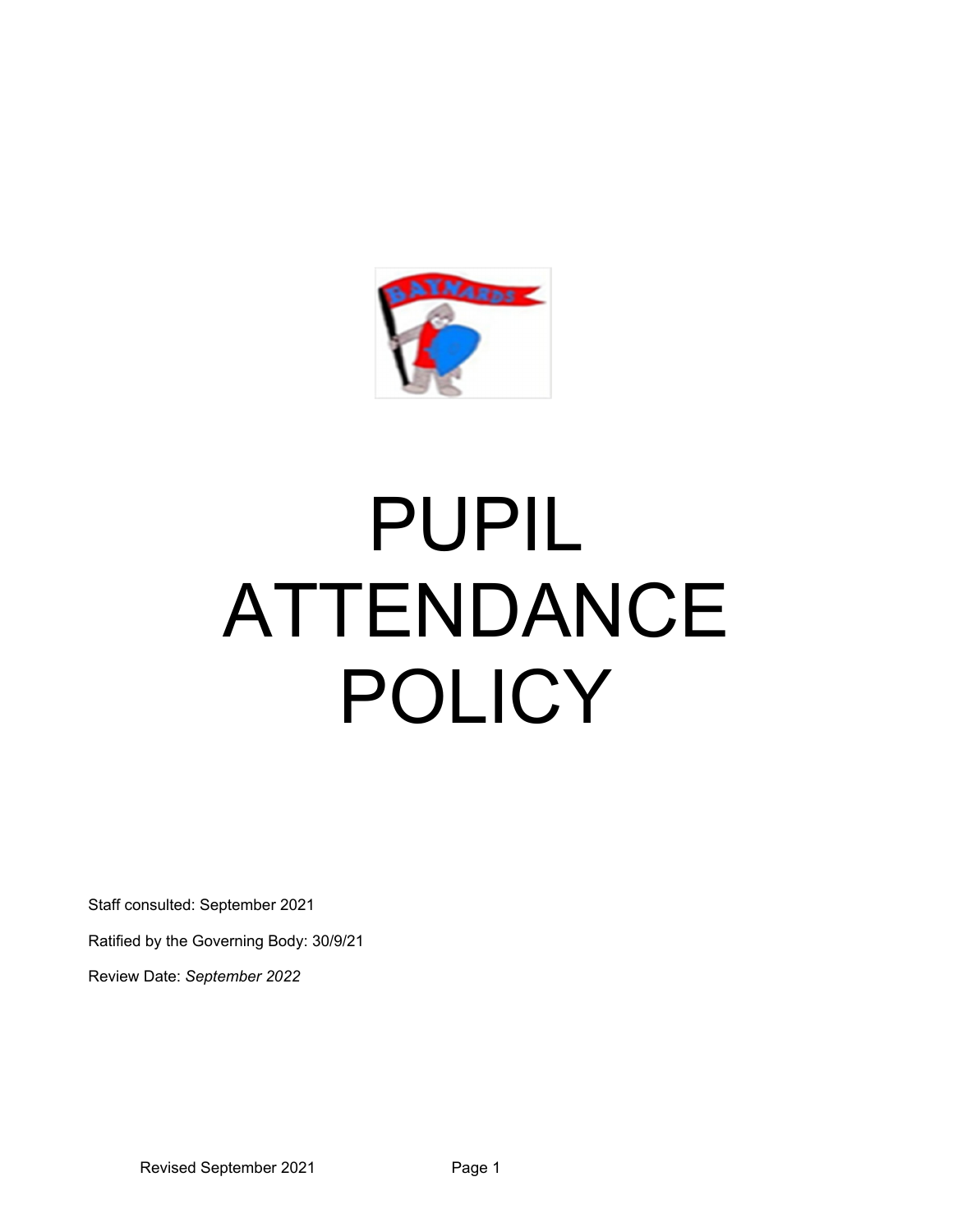# PUPIL ATTENDANCE POLICY

Staff consulted: September 2021

Ratified by the Governing Body: 30/9/21

Review Date: *September 2022*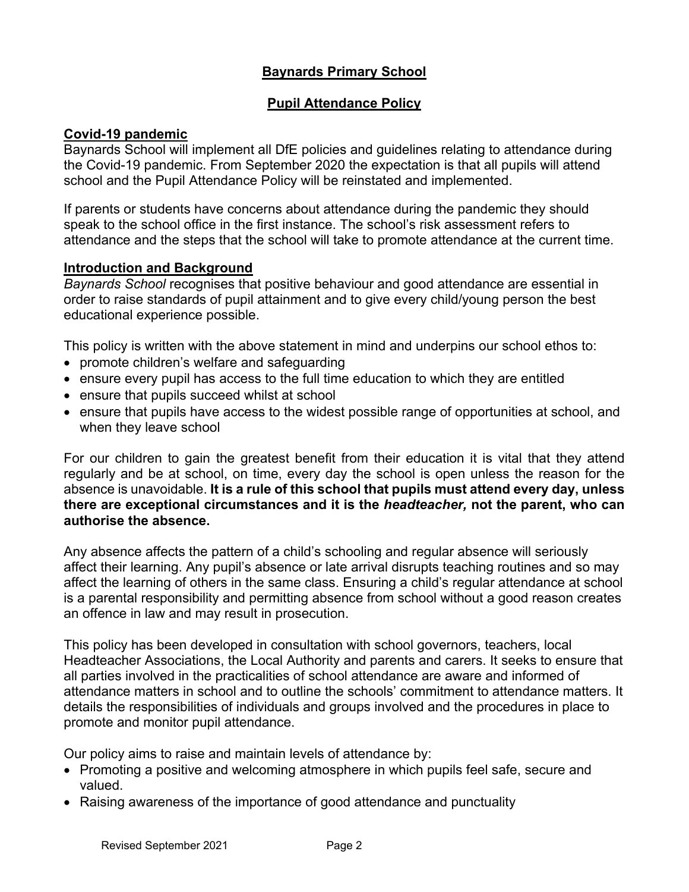# Baynards Primary School

## Pupil Attendance Policy

### Covid-19 pandemic

Baynards School will implement all DfE policies and guidelines relating to attendance during the Covid-19 pandemic. From September 2020 the expectation is that all pupils will attend school and the Pupil Attendance Policy will be reinstated and implemented.

If parents or students have concerns about attendance during the pandemic they should speak to the school office in the first instance. The school's risk assessment refers to attendance and the steps that the school will take to promote attendance at the current time.

### Introduction and Background

*Baynards School* recognises that positive behaviour and good attendance are essential in order to raise standards of pupil attainment and to give every child/young person the best educational experience possible.

This policy is written with the above statement in mind and underpins our school ethos to:

- promote children's welfare and safeguarding
- ensure every pupil has access to the full time education to which they are entitled
- ensure that pupils succeed whilst at school
- ensure that pupils have access to the widest possible range of opportunities at school, and when they leave school

For our children to gain the greatest benefit from their education it is vital that they attend regularly and be at school, on time, every day the school is open unless the reason for the absence is unavoidable. **It is a rule of this school that pupils must attend every day, unless there are exceptional circumstances and it is the *headteacher,* not the parent, who can authorise the absence.**

Any absence affects the pattern of a child's schooling and regular absence will seriously affect their learning. Any pupil's absence or late arrival disrupts teaching routines and so may affect the learning of others in the same class. Ensuring a child's regular attendance at school is a parental responsibility and permitting absence from school without a good reason creates an offence in law and may result in prosecution.

This policy has been developed in consultation with school governors, teachers, local Headteacher Associations, the Local Authority and parents and carers. It seeks to ensure that all parties involved in the practicalities of school attendance are aware and informed of attendance matters in school and to outline the schools' commitment to attendance matters. It details the responsibilities of individuals and groups involved and the procedures in place to promote and monitor pupil attendance.

Our policy aims to raise and maintain levels of attendance by:

- Promoting a positive and welcoming atmosphere in which pupils feel safe, secure and valued.
- Raising awareness of the importance of good attendance and punctuality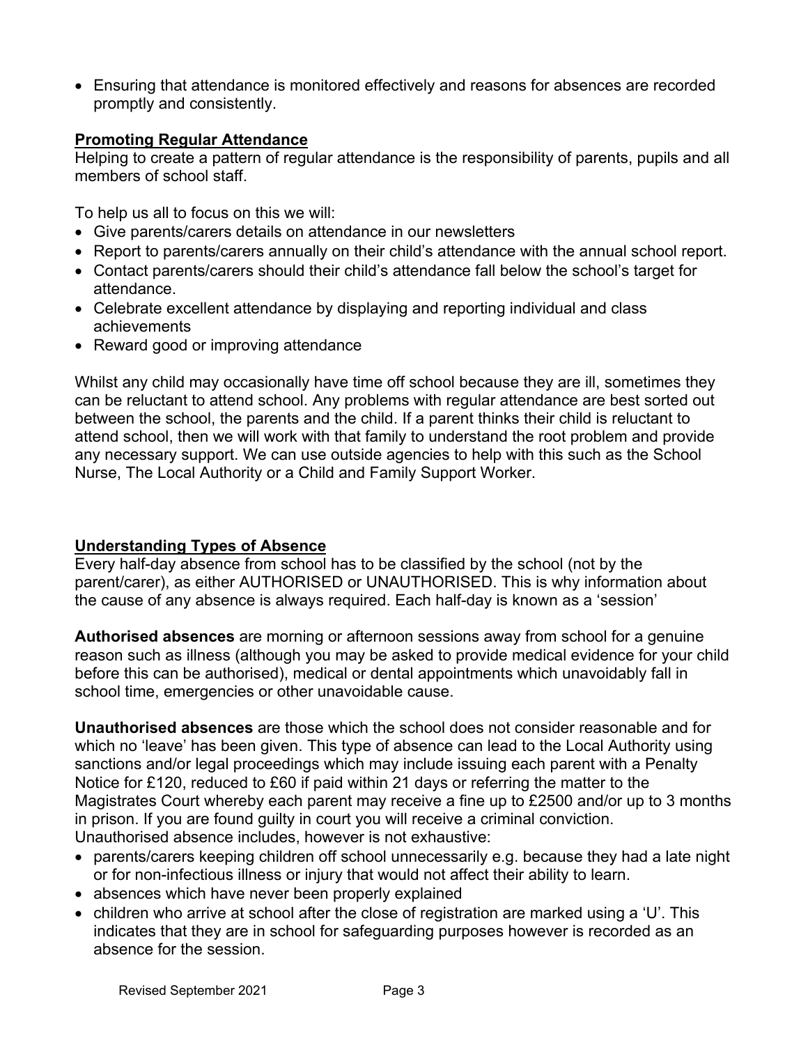- Ensuring that attendance is monitored effectively and reasons for absences are recorded promptly and consistently.

## Promoting Regular Attendance

Helping to create a pattern of regular attendance is the responsibility of parents, pupils and all members of school staff.

To help us all to focus on this we will:

- Give parents/carers details on attendance in our newsletters
- Report to parents/carers annually on their child's attendance with the annual school report.
- Contact parents/carers should their child's attendance fall below the school's target for attendance.
- Celebrate excellent attendance by displaying and reporting individual and class achievements
- Reward good or improving attendance

Whilst any child may occasionally have time off school because they are ill, sometimes they can be reluctant to attend school. Any problems with regular attendance are best sorted out between the school, the parents and the child. If a parent thinks their child is reluctant to attend school, then we will work with that family to understand the root problem and provide any necessary support. We can use outside agencies to help with this such as the School Nurse, The Local Authority or a Child and Family Support Worker.

## Understanding Types of Absence

Every half-day absence from school has to be classified by the school (not by the parent/carer), as either AUTHORISED or UNAUTHORISED. This is why information about the cause of any absence is always required. Each half-day is known as a 'session'

**Authorised absences** are morning or afternoon sessions away from school for a genuine reason such as illness (although you may be asked to provide medical evidence for your child before this can be authorised), medical or dental appointments which unavoidably fall in school time, emergencies or other unavoidable cause.

**Unauthorised absences** are those which the school does not consider reasonable and for which no 'leave' has been given. This type of absence can lead to the Local Authority using sanctions and/or legal proceedings which may include issuing each parent with a Penalty Notice for £120, reduced to £60 if paid within 21 days or referring the matter to the Magistrates Court whereby each parent may receive a fine up to £2500 and/or up to 3 months in prison. If you are found guilty in court you will receive a criminal conviction.
Unauthorised absence includes, however is not exhaustive:

- parents/carers keeping children off school unnecessarily e.g. because they had a late night or for non-infectious illness or injury that would not affect their ability to learn.
- absences which have never been properly explained
- children who arrive at school after the close of registration are marked using a 'U'. This indicates that they are in school for safeguarding purposes however is recorded as an absence for the session.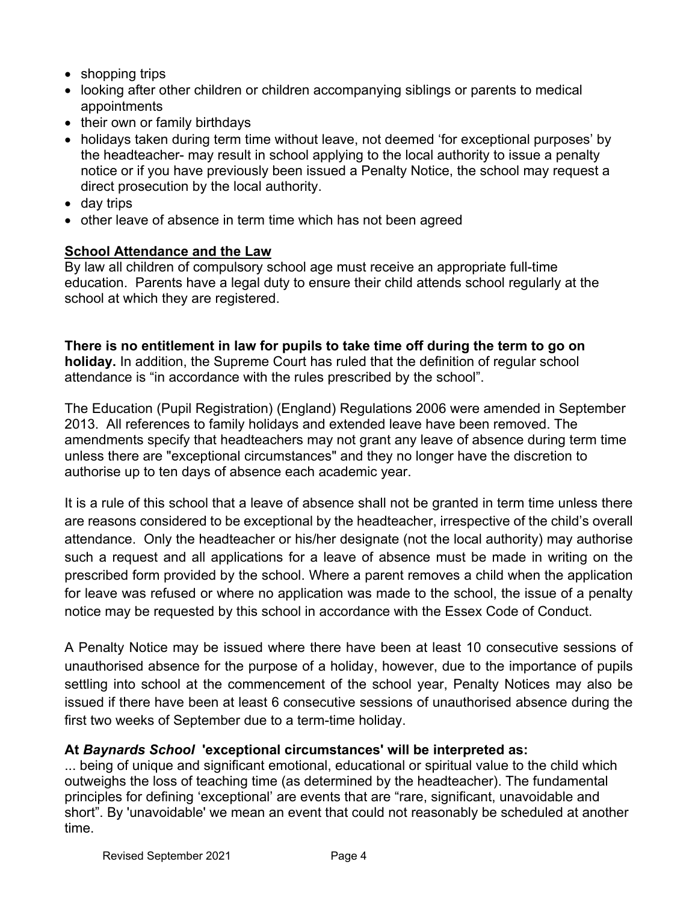- shopping trips
- looking after other children or children accompanying siblings or parents to medical appointments
- their own or family birthdays
- holidays taken during term time without leave, not deemed 'for exceptional purposes' by the headteacher- may result in school applying to the local authority to issue a penalty notice or if you have previously been issued a Penalty Notice, the school may request a direct prosecution by the local authority.
- day trips
- other leave of absence in term time which has not been agreed

**School Attendance and the Law**

By law all children of compulsory school age must receive an appropriate full-time education. Parents have a legal duty to ensure their child attends school regularly at the school at which they are registered.

**There is no entitlement in law for pupils to take time off during the term to go on holiday.** In addition, the Supreme Court has ruled that the definition of regular school attendance is "in accordance with the rules prescribed by the school".

The Education (Pupil Registration) (England) Regulations 2006 were amended in September 2013. All references to family holidays and extended leave have been removed. The amendments specify that headteachers may not grant any leave of absence during term time unless there are "exceptional circumstances" and they no longer have the discretion to authorise up to ten days of absence each academic year.

It is a rule of this school that a leave of absence shall not be granted in term time unless there are reasons considered to be exceptional by the headteacher, irrespective of the child's overall attendance. Only the headteacher or his/her designate (not the local authority) may authorise such a request and all applications for a leave of absence must be made in writing on the prescribed form provided by the school. Where a parent removes a child when the application for leave was refused or where no application was made to the school, the issue of a penalty notice may be requested by this school in accordance with the Essex Code of Conduct.

A Penalty Notice may be issued where there have been at least 10 consecutive sessions of unauthorised absence for the purpose of a holiday, however, due to the importance of pupils settling into school at the commencement of the school year, Penalty Notices may also be issued if there have been at least 6 consecutive sessions of unauthorised absence during the first two weeks of September due to a term-time holiday.

**At *Baynards School* 'exceptional circumstances' will be interpreted as:**

... being of unique and significant emotional, educational or spiritual value to the child which outweighs the loss of teaching time (as determined by the headteacher). The fundamental principles for defining 'exceptional' are events that are "rare, significant, unavoidable and short". By 'unavoidable' we mean an event that could not reasonably be scheduled at another time.

Revised September 2021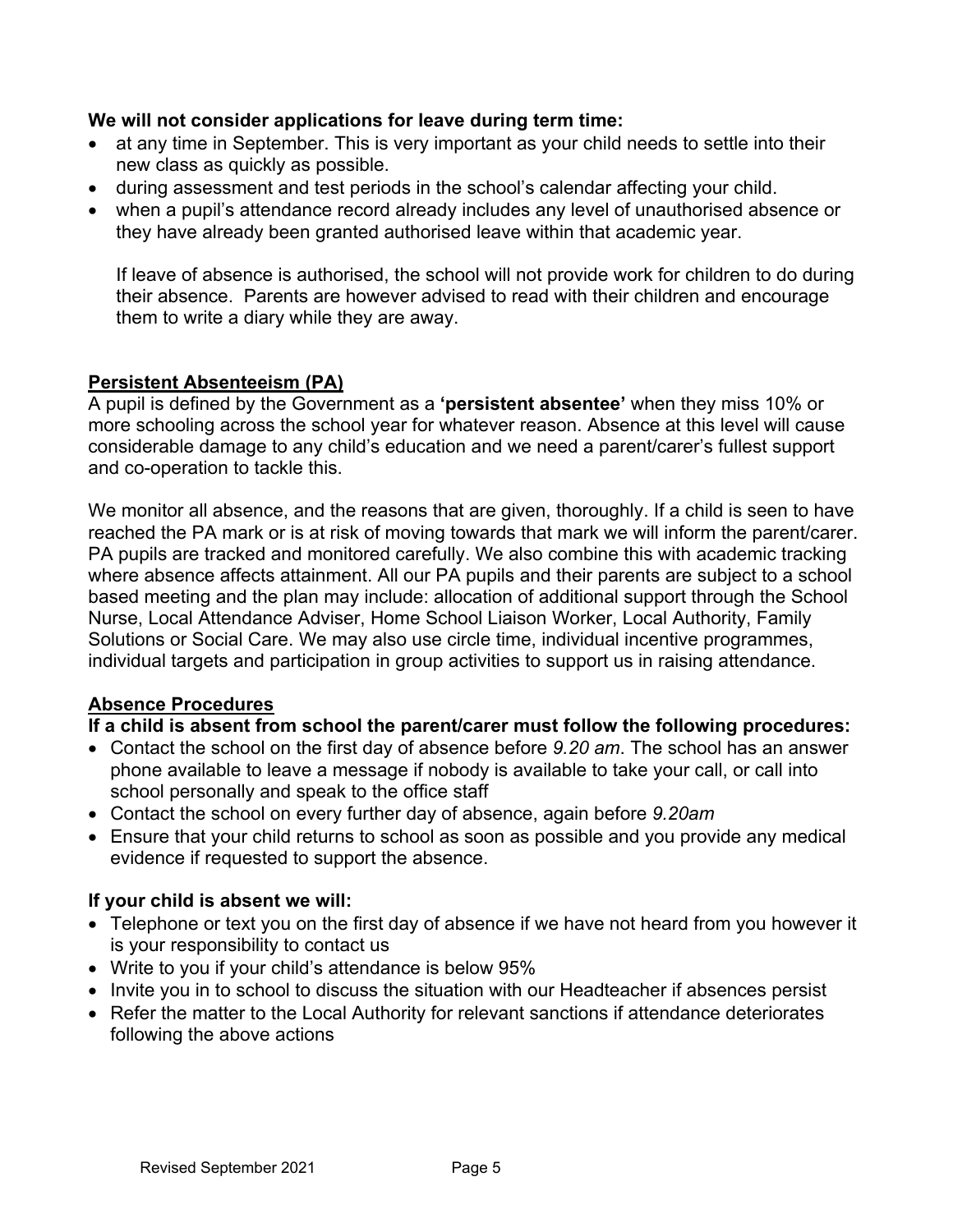**We will not consider applications for leave during term time:**

- at any time in September. This is very important as your child needs to settle into their new class as quickly as possible.
- during assessment and test periods in the school's calendar affecting your child.
- when a pupil's attendance record already includes any level of unauthorised absence or they have already been granted authorised leave within that academic year.

  If leave of absence is authorised, the school will not provide work for children to do during their absence. Parents are however advised to read with their children and encourage them to write a diary while they are away.

## Persistent Absenteeism (PA)

A pupil is defined by the Government as a **'persistent absentee'** when they miss 10% or more schooling across the school year for whatever reason. Absence at this level will cause considerable damage to any child's education and we need a parent/carer's fullest support and co-operation to tackle this.

We monitor all absence, and the reasons that are given, thoroughly. If a child is seen to have reached the PA mark or is at risk of moving towards that mark we will inform the parent/carer. PA pupils are tracked and monitored carefully. We also combine this with academic tracking where absence affects attainment. All our PA pupils and their parents are subject to a school based meeting and the plan may include: allocation of additional support through the School Nurse, Local Attendance Adviser, Home School Liaison Worker, Local Authority, Family Solutions or Social Care. We may also use circle time, individual incentive programmes, individual targets and participation in group activities to support us in raising attendance.

## Absence Procedures

**If a child is absent from school the parent/carer must follow the following procedures:**

- Contact the school on the first day of absence before *9.20 am*. The school has an answer phone available to leave a message if nobody is available to take your call, or call into school personally and speak to the office staff
- Contact the school on every further day of absence, again before *9.20am*
- Ensure that your child returns to school as soon as possible and you provide any medical evidence if requested to support the absence.

**If your child is absent we will:**

- Telephone or text you on the first day of absence if we have not heard from you however it is your responsibility to contact us
- Write to you if your child's attendance is below 95%
- Invite you in to school to discuss the situation with our Headteacher if absences persist
- Refer the matter to the Local Authority for relevant sanctions if attendance deteriorates following the above actions

Revised September 2021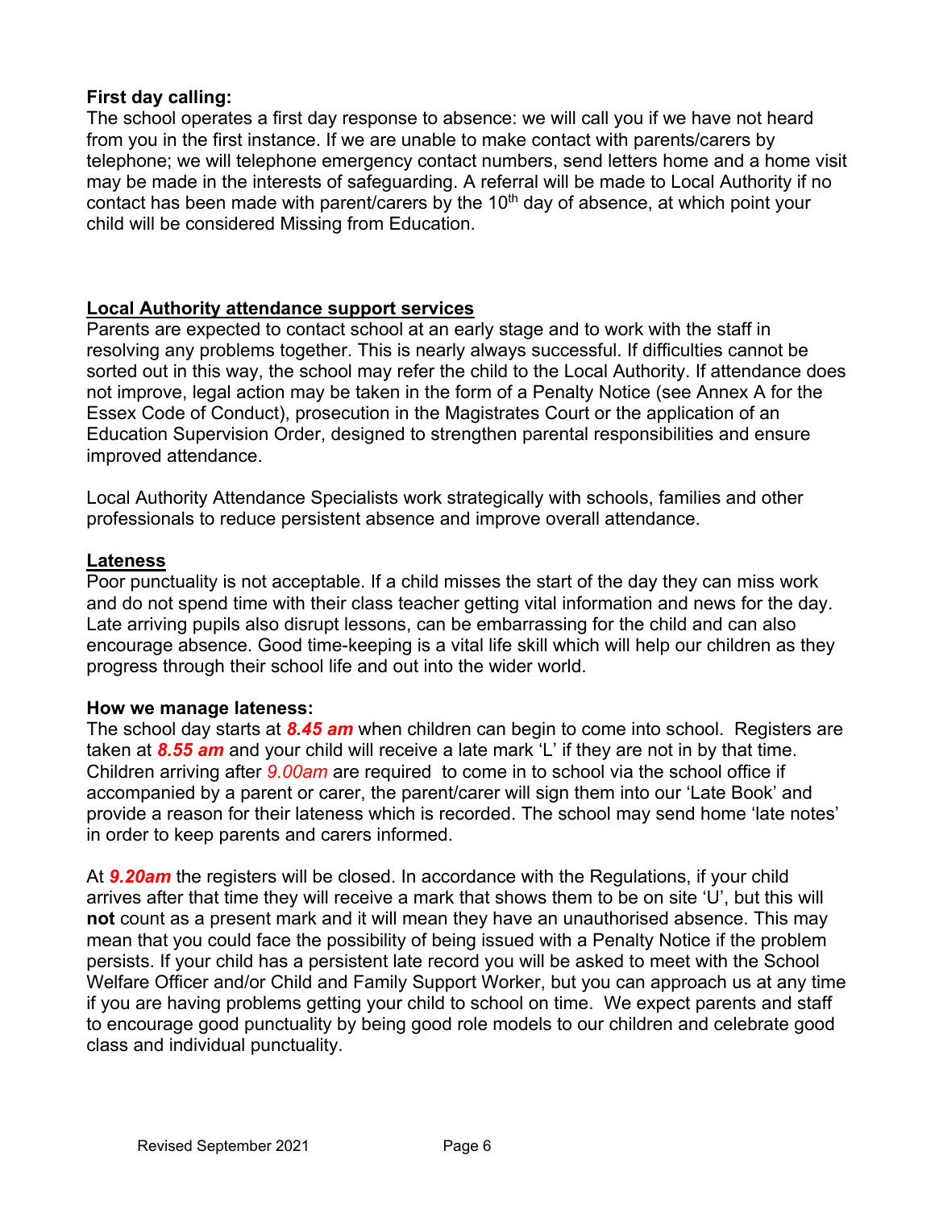**First day calling:**
The school operates a first day response to absence: we will call you if we have not heard from you in the first instance. If we are unable to make contact with parents/carers by telephone; we will telephone emergency contact numbers, send letters home and a home visit may be made in the interests of safeguarding. A referral will be made to Local Authority if no contact has been made with parent/carers by the 10th day of absence, at which point your child will be considered Missing from Education.

## Local Authority attendance support services

Parents are expected to contact school at an early stage and to work with the staff in resolving any problems together. This is nearly always successful. If difficulties cannot be sorted out in this way, the school may refer the child to the Local Authority. If attendance does not improve, legal action may be taken in the form of a Penalty Notice (see Annex A for the Essex Code of Conduct), prosecution in the Magistrates Court or the application of an Education Supervision Order, designed to strengthen parental responsibilities and ensure improved attendance.

Local Authority Attendance Specialists work strategically with schools, families and other professionals to reduce persistent absence and improve overall attendance.

## Lateness

Poor punctuality is not acceptable. If a child misses the start of the day they can miss work and do not spend time with their class teacher getting vital information and news for the day. Late arriving pupils also disrupt lessons, can be embarrassing for the child and can also encourage absence. Good time-keeping is a vital life skill which will help our children as they progress through their school life and out into the wider world.

**How we manage lateness:**
The school day starts at ***8.45 am*** when children can begin to come into school. Registers are taken at ***8.55 am*** and your child will receive a late mark 'L' if they are not in by that time. Children arriving after *9.00am* are required to come in to school via the school office if accompanied by a parent or carer, the parent/carer will sign them into our 'Late Book' and provide a reason for their lateness which is recorded. The school may send home 'late notes' in order to keep parents and carers informed.

At ***9.20am*** the registers will be closed. In accordance with the Regulations, if your child arrives after that time they will receive a mark that shows them to be on site 'U', but this will **not** count as a present mark and it will mean they have an unauthorised absence. This may mean that you could face the possibility of being issued with a Penalty Notice if the problem persists. If your child has a persistent late record you will be asked to meet with the School Welfare Officer and/or Child and Family Support Worker, but you can approach us at any time if you are having problems getting your child to school on time. We expect parents and staff to encourage good punctuality by being good role models to our children and celebrate good class and individual punctuality.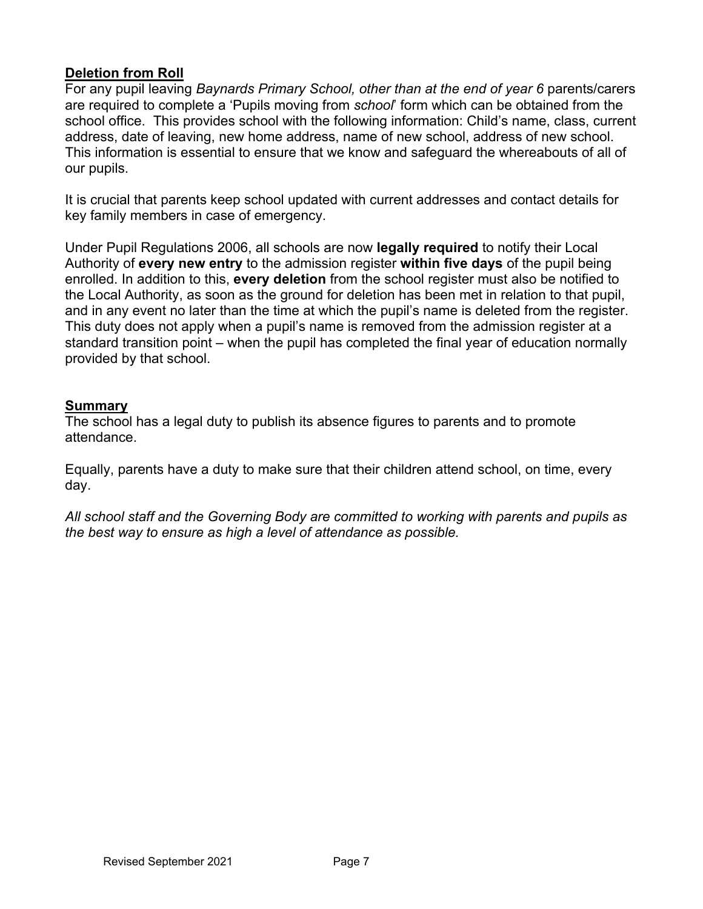## Deletion from Roll

For any pupil leaving *Baynards Primary School, other than at the end of year 6* parents/carers are required to complete a 'Pupils moving from *school*' form which can be obtained from the school office. This provides school with the following information: Child's name, class, current address, date of leaving, new home address, name of new school, address of new school. This information is essential to ensure that we know and safeguard the whereabouts of all of our pupils.

It is crucial that parents keep school updated with current addresses and contact details for key family members in case of emergency.

Under Pupil Regulations 2006, all schools are now **legally required** to notify their Local Authority of **every new entry** to the admission register **within five days** of the pupil being enrolled. In addition to this, **every deletion** from the school register must also be notified to the Local Authority, as soon as the ground for deletion has been met in relation to that pupil, and in any event no later than the time at which the pupil's name is deleted from the register. This duty does not apply when a pupil's name is removed from the admission register at a standard transition point – when the pupil has completed the final year of education normally provided by that school.

## Summary

The school has a legal duty to publish its absence figures to parents and to promote attendance.

Equally, parents have a duty to make sure that their children attend school, on time, every day.

*All school staff and the Governing Body are committed to working with parents and pupils as the best way to ensure as high a level of attendance as possible.*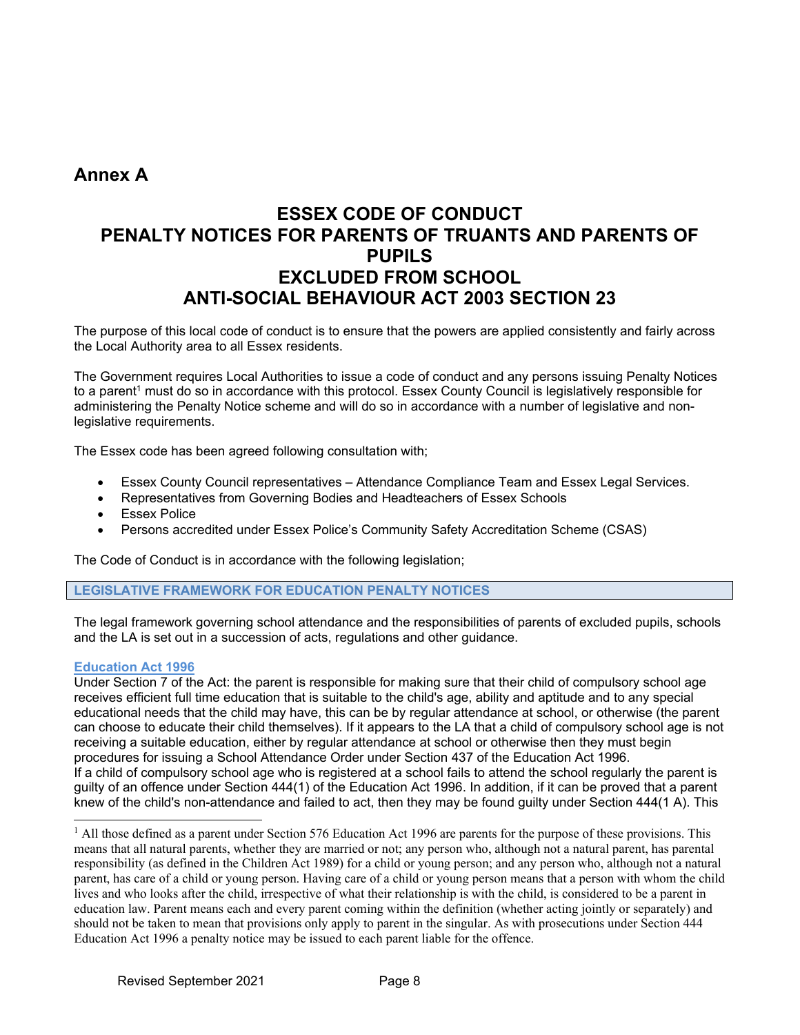## Annex A

# ESSEX CODE OF CONDUCT
# PENALTY NOTICES FOR PARENTS OF TRUANTS AND PARENTS OF PUPILS
# EXCLUDED FROM SCHOOL
# ANTI-SOCIAL BEHAVIOUR ACT 2003 SECTION 23

The purpose of this local code of conduct is to ensure that the powers are applied consistently and fairly across the Local Authority area to all Essex residents.

The Government requires Local Authorities to issue a code of conduct and any persons issuing Penalty Notices to a parent[1] must do so in accordance with this protocol. Essex County Council is legislatively responsible for administering the Penalty Notice scheme and will do so in accordance with a number of legislative and non-legislative requirements.

The Essex code has been agreed following consultation with;

- Essex County Council representatives – Attendance Compliance Team and Essex Legal Services.
- Representatives from Governing Bodies and Headteachers of Essex Schools
- Essex Police
- Persons accredited under Essex Police's Community Safety Accreditation Scheme (CSAS)

The Code of Conduct is in accordance with the following legislation;

### LEGISLATIVE FRAMEWORK FOR EDUCATION PENALTY NOTICES

The legal framework governing school attendance and the responsibilities of parents of excluded pupils, schools and the LA is set out in a succession of acts, regulations and other guidance.

#### Education Act 1996

Under Section 7 of the Act: the parent is responsible for making sure that their child of compulsory school age receives efficient full time education that is suitable to the child's age, ability and aptitude and to any special educational needs that the child may have, this can be by regular attendance at school, or otherwise (the parent can choose to educate their child themselves). If it appears to the LA that a child of compulsory school age is not receiving a suitable education, either by regular attendance at school or otherwise then they must begin procedures for issuing a School Attendance Order under Section 437 of the Education Act 1996.
If a child of compulsory school age who is registered at a school fails to attend the school regularly the parent is guilty of an offence under Section 444(1) of the Education Act 1996. In addition, if it can be proved that a parent knew of the child's non-attendance and failed to act, then they may be found guilty under Section 444(1 A). This

[1] All those defined as a parent under Section 576 Education Act 1996 are parents for the purpose of these provisions. This means that all natural parents, whether they are married or not; any person who, although not a natural parent, has parental responsibility (as defined in the Children Act 1989) for a child or young person; and any person who, although not a natural parent, has care of a child or young person. Having care of a child or young person means that a person with whom the child lives and who looks after the child, irrespective of what their relationship is with the child, is considered to be a parent in education law. Parent means each and every parent coming within the definition (whether acting jointly or separately) and should not be taken to mean that provisions only apply to parent in the singular. As with prosecutions under Section 444 Education Act 1996 a penalty notice may be issued to each parent liable for the offence.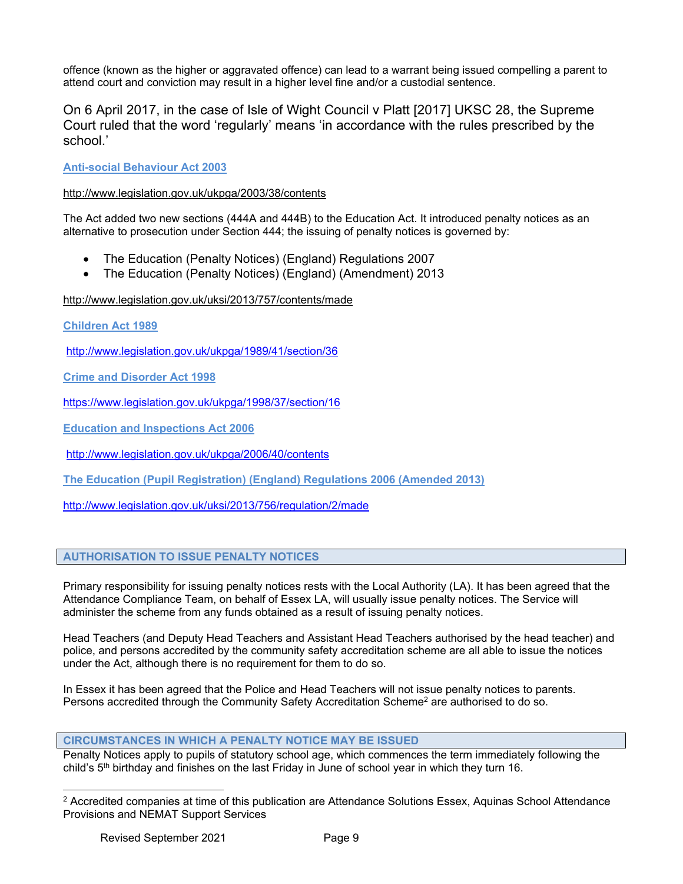offence (known as the higher or aggravated offence) can lead to a warrant being issued compelling a parent to attend court and conviction may result in a higher level fine and/or a custodial sentence.

On 6 April 2017, in the case of Isle of Wight Council v Platt [2017] UKSC 28, the Supreme Court ruled that the word 'regularly' means 'in accordance with the rules prescribed by the school.'

**Anti-social Behaviour Act 2003**

http://www.legislation.gov.uk/ukpga/2003/38/contents

The Act added two new sections (444A and 444B) to the Education Act. It introduced penalty notices as an alternative to prosecution under Section 444; the issuing of penalty notices is governed by:

- The Education (Penalty Notices) (England) Regulations 2007
- The Education (Penalty Notices) (England) (Amendment) 2013

http://www.legislation.gov.uk/uksi/2013/757/contents/made

**Children Act 1989**

http://www.legislation.gov.uk/ukpga/1989/41/section/36

**Crime and Disorder Act 1998**

https://www.legislation.gov.uk/ukpga/1998/37/section/16

**Education and Inspections Act 2006**

http://www.legislation.gov.uk/ukpga/2006/40/contents

**The Education (Pupil Registration) (England) Regulations 2006 (Amended 2013)**

http://www.legislation.gov.uk/uksi/2013/756/regulation/2/made

## AUTHORISATION TO ISSUE PENALTY NOTICES

Primary responsibility for issuing penalty notices rests with the Local Authority (LA). It has been agreed that the Attendance Compliance Team, on behalf of Essex LA, will usually issue penalty notices. The Service will administer the scheme from any funds obtained as a result of issuing penalty notices.

Head Teachers (and Deputy Head Teachers and Assistant Head Teachers authorised by the head teacher) and police, and persons accredited by the community safety accreditation scheme are all able to issue the notices under the Act, although there is no requirement for them to do so.

In Essex it has been agreed that the Police and Head Teachers will not issue penalty notices to parents. Persons accredited through the Community Safety Accreditation Scheme[2] are authorised to do so.

## CIRCUMSTANCES IN WHICH A PENALTY NOTICE MAY BE ISSUED

Penalty Notices apply to pupils of statutory school age, which commences the term immediately following the child's 5th birthday and finishes on the last Friday in June of school year in which they turn 16.

[2] Accredited companies at time of this publication are Attendance Solutions Essex, Aquinas School Attendance Provisions and NEMAT Support Services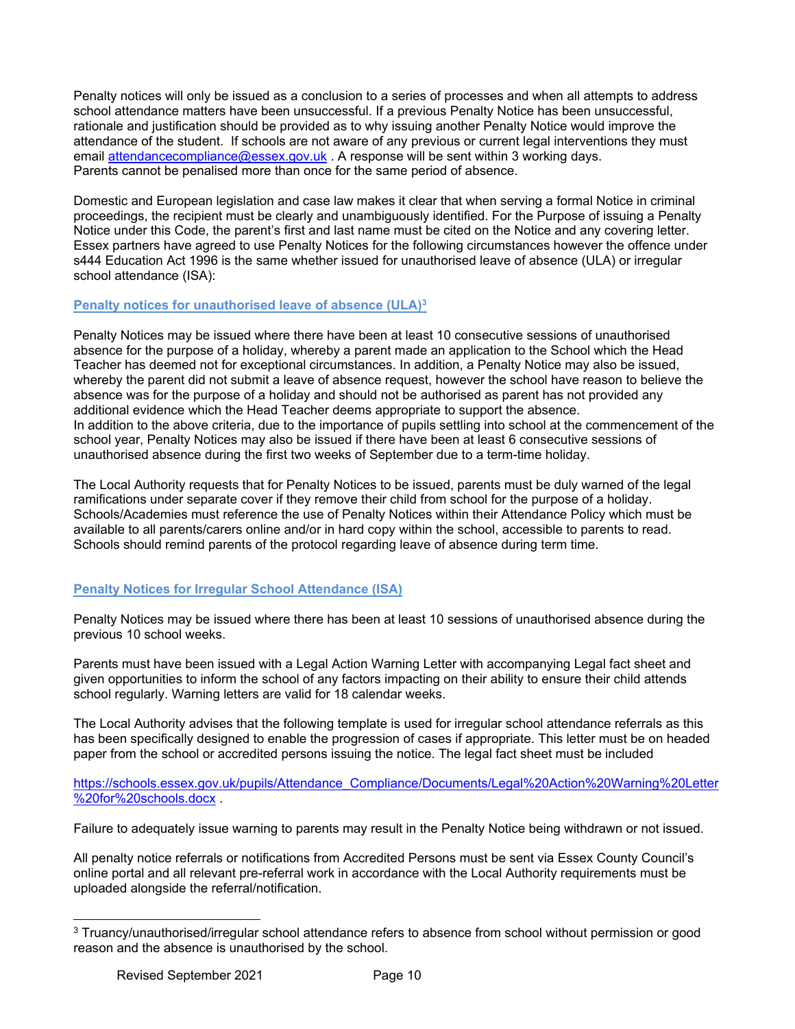Penalty notices will only be issued as a conclusion to a series of processes and when all attempts to address school attendance matters have been unsuccessful. If a previous Penalty Notice has been unsuccessful, rationale and justification should be provided as to why issuing another Penalty Notice would improve the attendance of the student. If schools are not aware of any previous or current legal interventions they must email attendancecompliance@essex.gov.uk . A response will be sent within 3 working days.
Parents cannot be penalised more than once for the same period of absence.

Domestic and European legislation and case law makes it clear that when serving a formal Notice in criminal proceedings, the recipient must be clearly and unambiguously identified. For the Purpose of issuing a Penalty Notice under this Code, the parent's first and last name must be cited on the Notice and any covering letter. Essex partners have agreed to use Penalty Notices for the following circumstances however the offence under s444 Education Act 1996 is the same whether issued for unauthorised leave of absence (ULA) or irregular school attendance (ISA):

## Penalty notices for unauthorised leave of absence (ULA)[3]

Penalty Notices may be issued where there have been at least 10 consecutive sessions of unauthorised absence for the purpose of a holiday, whereby a parent made an application to the School which the Head Teacher has deemed not for exceptional circumstances. In addition, a Penalty Notice may also be issued, whereby the parent did not submit a leave of absence request, however the school have reason to believe the absence was for the purpose of a holiday and should not be authorised as parent has not provided any additional evidence which the Head Teacher deems appropriate to support the absence.
In addition to the above criteria, due to the importance of pupils settling into school at the commencement of the school year, Penalty Notices may also be issued if there have been at least 6 consecutive sessions of unauthorised absence during the first two weeks of September due to a term-time holiday.

The Local Authority requests that for Penalty Notices to be issued, parents must be duly warned of the legal ramifications under separate cover if they remove their child from school for the purpose of a holiday. Schools/Academies must reference the use of Penalty Notices within their Attendance Policy which must be available to all parents/carers online and/or in hard copy within the school, accessible to parents to read. Schools should remind parents of the protocol regarding leave of absence during term time.

## Penalty Notices for Irregular School Attendance (ISA)

Penalty Notices may be issued where there has been at least 10 sessions of unauthorised absence during the previous 10 school weeks.

Parents must have been issued with a Legal Action Warning Letter with accompanying Legal fact sheet and given opportunities to inform the school of any factors impacting on their ability to ensure their child attends school regularly. Warning letters are valid for 18 calendar weeks.

The Local Authority advises that the following template is used for irregular school attendance referrals as this has been specifically designed to enable the progression of cases if appropriate. This letter must be on headed paper from the school or accredited persons issuing the notice. The legal fact sheet must be included

https://schools.essex.gov.uk/pupils/Attendance_Compliance/Documents/Legal%20Action%20Warning%20Letter%20for%20schools.docx .

Failure to adequately issue warning to parents may result in the Penalty Notice being withdrawn or not issued.

All penalty notice referrals or notifications from Accredited Persons must be sent via Essex County Council's online portal and all relevant pre-referral work in accordance with the Local Authority requirements must be uploaded alongside the referral/notification.

---

[3] Truancy/unauthorised/irregular school attendance refers to absence from school without permission or good reason and the absence is unauthorised by the school.

Revised September 2021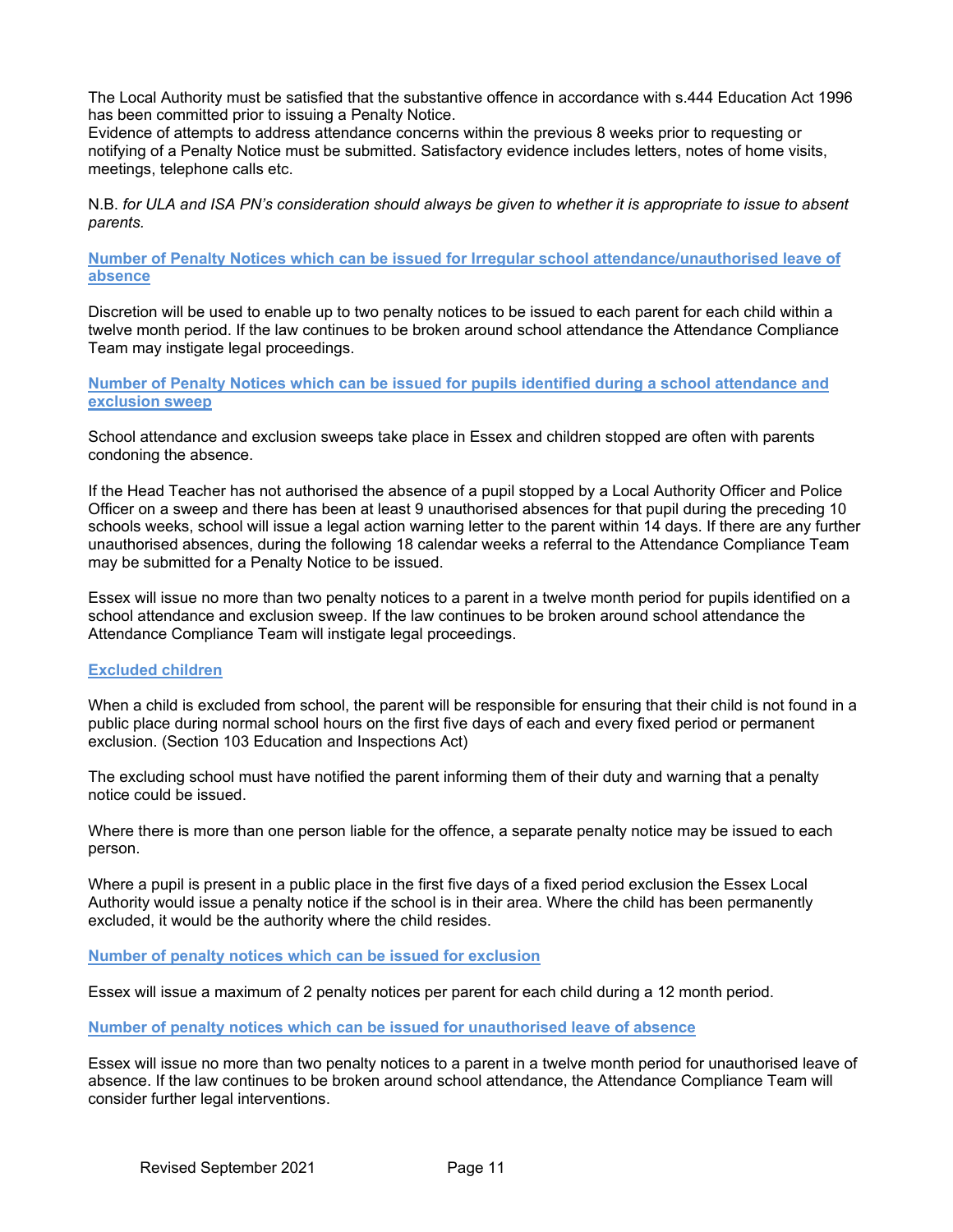The Local Authority must be satisfied that the substantive offence in accordance with s.444 Education Act 1996 has been committed prior to issuing a Penalty Notice.
Evidence of attempts to address attendance concerns within the previous 8 weeks prior to requesting or notifying of a Penalty Notice must be submitted. Satisfactory evidence includes letters, notes of home visits, meetings, telephone calls etc.

N.B. *for ULA and ISA PN's consideration should always be given to whether it is appropriate to issue to absent parents.*

### Number of Penalty Notices which can be issued for Irregular school attendance/unauthorised leave of absence

Discretion will be used to enable up to two penalty notices to be issued to each parent for each child within a twelve month period. If the law continues to be broken around school attendance the Attendance Compliance Team may instigate legal proceedings.

### Number of Penalty Notices which can be issued for pupils identified during a school attendance and exclusion sweep

School attendance and exclusion sweeps take place in Essex and children stopped are often with parents condoning the absence.

If the Head Teacher has not authorised the absence of a pupil stopped by a Local Authority Officer and Police Officer on a sweep and there has been at least 9 unauthorised absences for that pupil during the preceding 10 schools weeks, school will issue a legal action warning letter to the parent within 14 days. If there are any further unauthorised absences, during the following 18 calendar weeks a referral to the Attendance Compliance Team may be submitted for a Penalty Notice to be issued.

Essex will issue no more than two penalty notices to a parent in a twelve month period for pupils identified on a school attendance and exclusion sweep. If the law continues to be broken around school attendance the Attendance Compliance Team will instigate legal proceedings.

### Excluded children

When a child is excluded from school, the parent will be responsible for ensuring that their child is not found in a public place during normal school hours on the first five days of each and every fixed period or permanent exclusion. (Section 103 Education and Inspections Act)

The excluding school must have notified the parent informing them of their duty and warning that a penalty notice could be issued.

Where there is more than one person liable for the offence, a separate penalty notice may be issued to each person.

Where a pupil is present in a public place in the first five days of a fixed period exclusion the Essex Local Authority would issue a penalty notice if the school is in their area. Where the child has been permanently excluded, it would be the authority where the child resides.

### Number of penalty notices which can be issued for exclusion

Essex will issue a maximum of 2 penalty notices per parent for each child during a 12 month period.

### Number of penalty notices which can be issued for unauthorised leave of absence

Essex will issue no more than two penalty notices to a parent in a twelve month period for unauthorised leave of absence. If the law continues to be broken around school attendance, the Attendance Compliance Team will consider further legal interventions.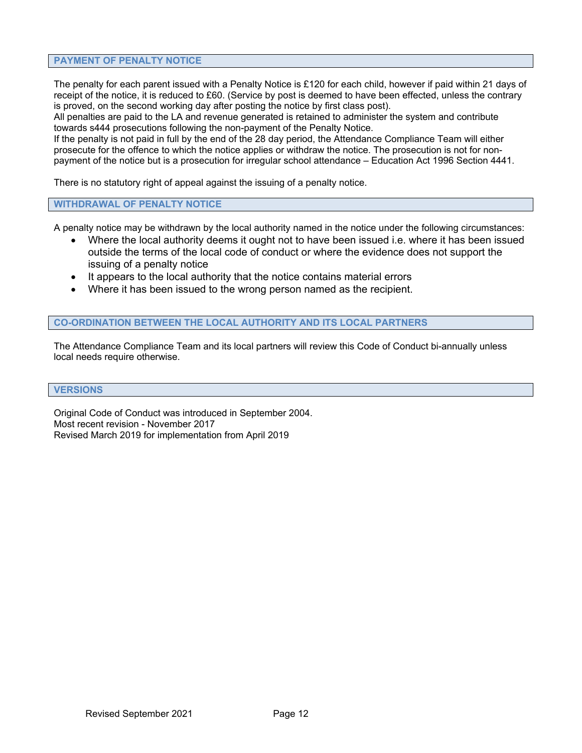## PAYMENT OF PENALTY NOTICE

The penalty for each parent issued with a Penalty Notice is £120 for each child, however if paid within 21 days of receipt of the notice, it is reduced to £60. (Service by post is deemed to have been effected, unless the contrary is proved, on the second working day after posting the notice by first class post).
All penalties are paid to the LA and revenue generated is retained to administer the system and contribute towards s444 prosecutions following the non-payment of the Penalty Notice.
If the penalty is not paid in full by the end of the 28 day period, the Attendance Compliance Team will either prosecute for the offence to which the notice applies or withdraw the notice. The prosecution is not for non-payment of the notice but is a prosecution for irregular school attendance – Education Act 1996 Section 4441.

There is no statutory right of appeal against the issuing of a penalty notice.

## WITHDRAWAL OF PENALTY NOTICE

A penalty notice may be withdrawn by the local authority named in the notice under the following circumstances:

- Where the local authority deems it ought not to have been issued i.e. where it has been issued outside the terms of the local code of conduct or where the evidence does not support the issuing of a penalty notice
- It appears to the local authority that the notice contains material errors
- Where it has been issued to the wrong person named as the recipient.

## CO-ORDINATION BETWEEN THE LOCAL AUTHORITY AND ITS LOCAL PARTNERS

The Attendance Compliance Team and its local partners will review this Code of Conduct bi-annually unless local needs require otherwise.

## VERSIONS

Original Code of Conduct was introduced in September 2004.
Most recent revision - November 2017
Revised March 2019 for implementation from April 2019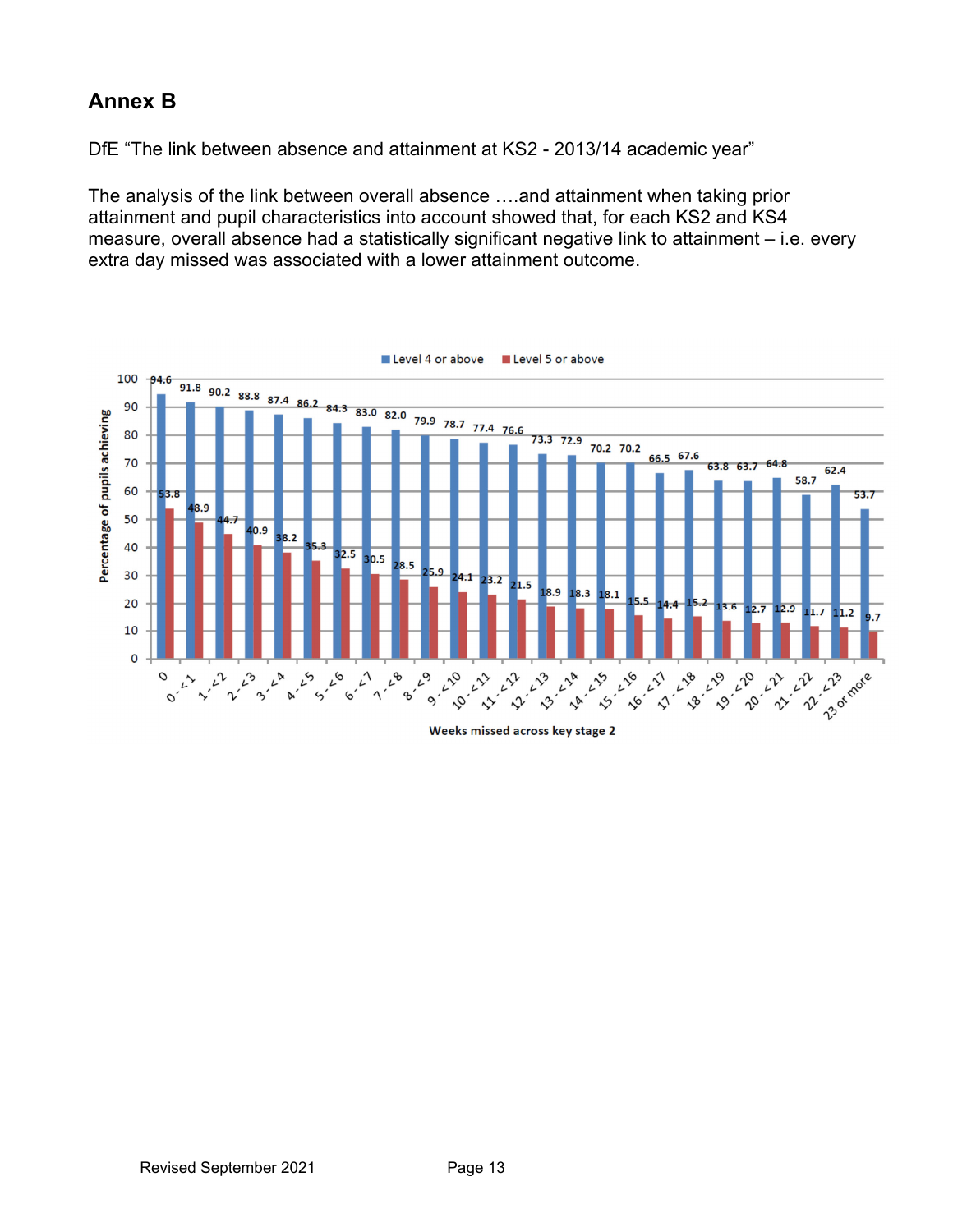## Annex B

DfE "The link between absence and attainment at KS2 - 2013/14 academic year"

The analysis of the link between overall absence ….and attainment when taking prior attainment and pupil characteristics into account showed that, for each KS2 and KS4 measure, overall absence had a statistically significant negative link to attainment – i.e. every extra day missed was associated with a lower attainment outcome.

Level 4 or above
Level 5 or above

Percentage of pupils achieving

100
90
80
70
60
50
40
30
20
10
0

94.6 53.8
91.8 48.9
90.2 44.7
88.8 40.9
87.4 38.2
86.2 35.3
84.3 32.5
83.0 30.5
82.0 28.5
79.9 25.9
78.7 24.1
77.4 23.2
76.6 21.5
73.3 18.9
72.9 18.3
70.2 18.1
70.2 15.5
66.5 14.4
67.6 15.2
63.8 13.6
63.7 12.7
64.8 12.9
58.7 11.7
62.4 11.2
53.7 9.7

0
0 - < 1
1 - < 2
2 - < 3
3 - < 4
4 - < 5
5 - < 6
6 - < 7
7 - < 8
8 - < 9
9 - < 10
10 - < 11
11 - < 12
12 - < 13
13 - < 14
14 - < 15
15 - < 16
16 - < 17
17 - < 18
18 - < 19
19 - < 20
20 - < 21
21 - < 22
22 - < 23
23 or more

Weeks missed across key stage 2